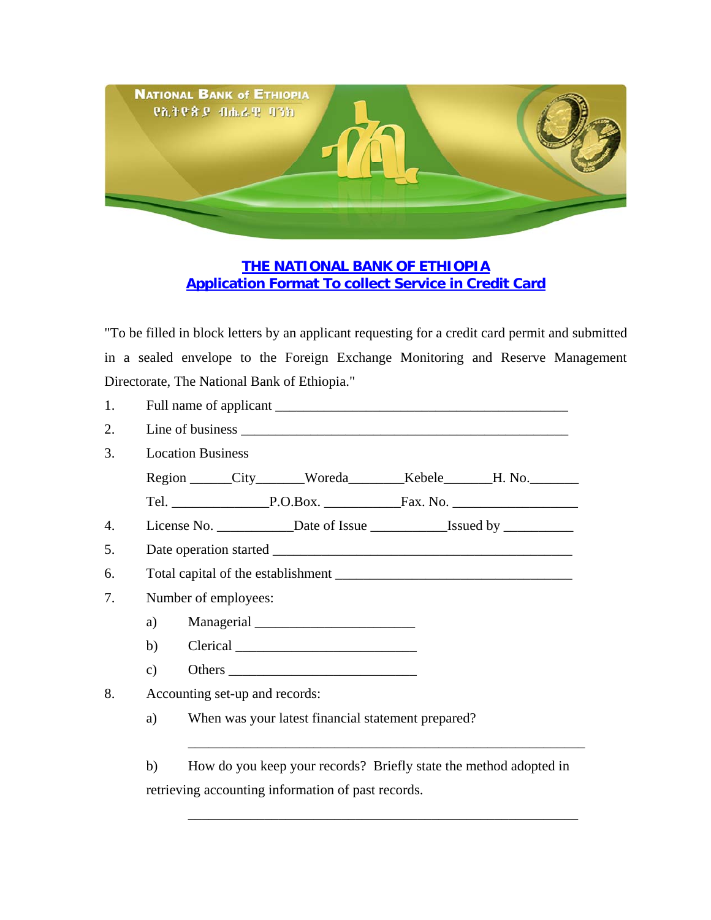NATIONAL BANK of ETHIOPIA
የኢትዮጵያ ብሔራዊ ባንክ

## THE NATIONAL BANK OF ETHIOPIA
## Application Format To collect Service in Credit Card

"To be filled in block letters by an applicant requesting for a credit card permit and submitted in a sealed envelope to the Foreign Exchange Monitoring and Reserve Management Directorate, The National Bank of Ethiopia."

1. Full name of applicant ___________________________________________

2. Line of business _________________________________________________

3. Location Business

   Region ______City_______Woreda________Kebele_______H. No._______

   Tel. ______________P.O.Box. ___________Fax. No. __________________

4. License No. ___________Date of Issue ___________Issued by __________

5. Date operation started ____________________________________________

6. Total capital of the establishment ___________________________________

7. Number of employees:

   a) Managerial _______________________

   b) Clerical __________________________

   c) Others ___________________________

8. Accounting set-up and records:

   a) When was your latest financial statement prepared?

   ___________________________________________________________

   b) How do you keep your records? Briefly state the method adopted in retrieving accounting information of past records.

   ___________________________________________________________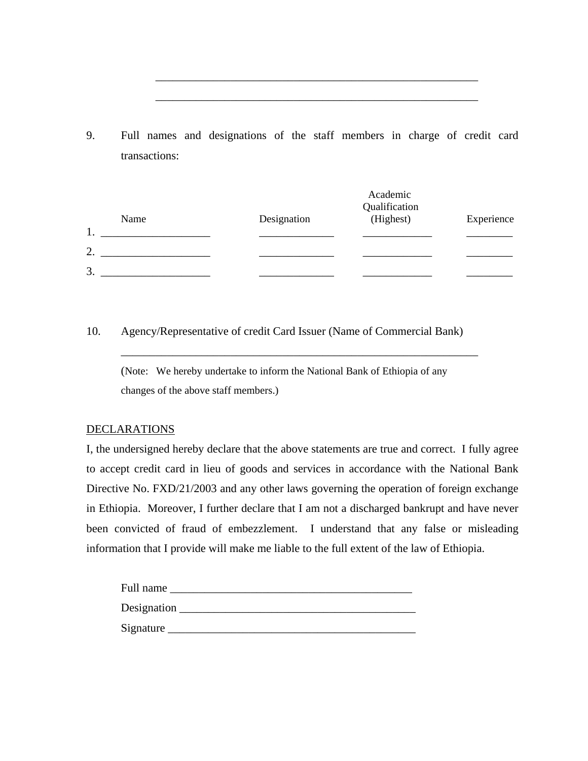\_\_\_\_\_\_\_\_\_\_\_\_\_\_\_\_\_\_\_\_\_\_\_\_\_\_\_\_\_\_\_\_\_\_\_\_\_\_\_\_\_\_\_\_\_\_\_\_\_\_\_\_\_\_\_\_

\_\_\_\_\_\_\_\_\_\_\_\_\_\_\_\_\_\_\_\_\_\_\_\_\_\_\_\_\_\_\_\_\_\_\_\_\_\_\_\_\_\_\_\_\_\_\_\_\_\_\_\_\_\_\_\_

9. Full names and designations of the staff members in charge of credit card transactions:

| | Name | Designation | Academic Qualification (Highest) | Experience |
|---|---|---|---|---|
| 1. | ___________________ | ______________ | _____________ | ________ |
| 2. | ___________________ | ______________ | _____________ | ________ |
| 3. | ___________________ | ______________ | _____________ | ________ |

10. Agency/Representative of credit Card Issuer (Name of Commercial Bank)

\_\_\_\_\_\_\_\_\_\_\_\_\_\_\_\_\_\_\_\_\_\_\_\_\_\_\_\_\_\_\_\_\_\_\_\_\_\_\_\_\_\_\_\_\_\_\_\_\_\_\_\_\_\_\_\_\_\_\_\_\_\_

(Note: We hereby undertake to inform the National Bank of Ethiopia of any changes of the above staff members.)

<u>DECLARATIONS</u>

I, the undersigned hereby declare that the above statements are true and correct. I fully agree to accept credit card in lieu of goods and services in accordance with the National Bank Directive No. FXD/21/2003 and any other laws governing the operation of foreign exchange in Ethiopia. Moreover, I further declare that I am not a discharged bankrupt and have never been convicted of fraud of embezzlement. I understand that any false or misleading information that I provide will make me liable to the full extent of the law of Ethiopia.

Full name \_\_\_\_\_\_\_\_\_\_\_\_\_\_\_\_\_\_\_\_\_\_\_\_\_\_\_\_\_\_\_\_\_\_\_\_\_\_\_\_\_\_

Designation \_\_\_\_\_\_\_\_\_\_\_\_\_\_\_\_\_\_\_\_\_\_\_\_\_\_\_\_\_\_\_\_\_\_\_\_\_\_\_\_\_

Signature \_\_\_\_\_\_\_\_\_\_\_\_\_\_\_\_\_\_\_\_\_\_\_\_\_\_\_\_\_\_\_\_\_\_\_\_\_\_\_\_\_\_\_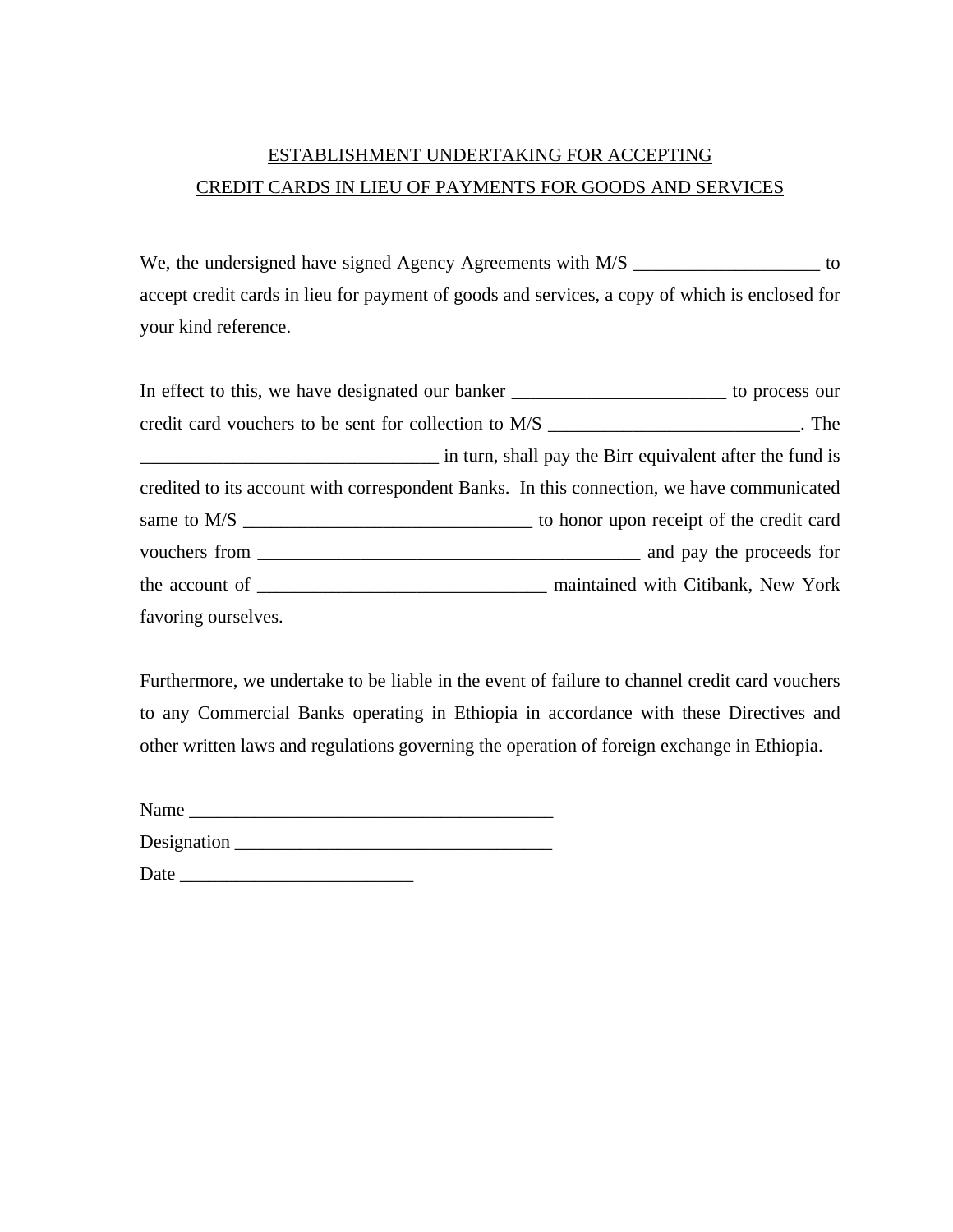## <u>ESTABLISHMENT UNDERTAKING FOR ACCEPTING</u>
## <u>CREDIT CARDS IN LIEU OF PAYMENTS FOR GOODS AND SERVICES</u>

We, the undersigned have signed Agency Agreements with M/S ____________________ to accept credit cards in lieu for payment of goods and services, a copy of which is enclosed for your kind reference.

In effect to this, we have designated our banker _______________________ to process our credit card vouchers to be sent for collection to M/S ___________________________. The ________________________________ in turn, shall pay the Birr equivalent after the fund is credited to its account with correspondent Banks. In this connection, we have communicated same to M/S ______________________________ to honor upon receipt of the credit card vouchers from _________________________________________ and pay the proceeds for the account of _______________________________ maintained with Citibank, New York favoring ourselves.

Furthermore, we undertake to be liable in the event of failure to channel credit card vouchers to any Commercial Banks operating in Ethiopia in accordance with these Directives and other written laws and regulations governing the operation of foreign exchange in Ethiopia.

Name _______________________________________

Designation __________________________________

Date _________________________